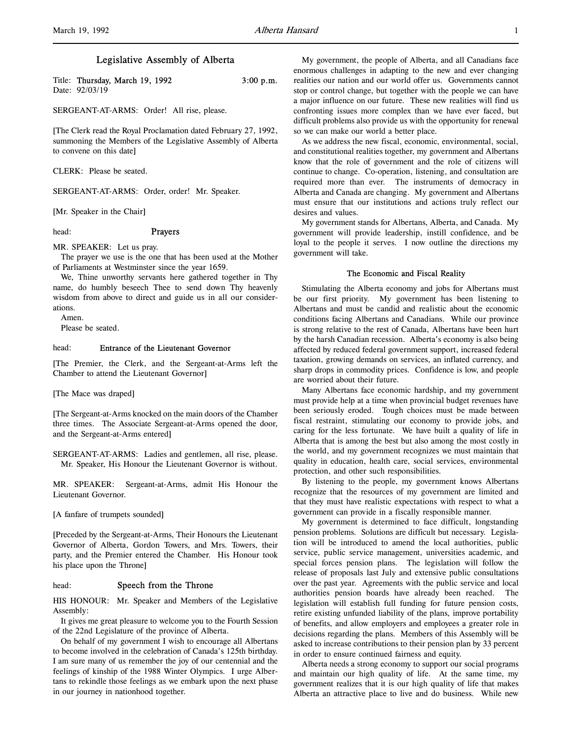# Legislative Assembly of Alberta

Title: **Thursday, March 19, 1992** 3:00 p.m.
Date: 92/03/19

SERGEANT-AT-ARMS: Order! All rise, please.

[The Clerk read the Royal Proclamation dated February 27, 1992, summoning the Members of the Legislative Assembly of Alberta to convene on this date]

CLERK: Please be seated.

SERGEANT-AT-ARMS: Order, order! Mr. Speaker.

[Mr. Speaker in the Chair]

head: **Prayers**

MR. SPEAKER: Let us pray.

The prayer we use is the one that has been used at the Mother of Parliaments at Westminster since the year 1659.

We, Thine unworthy servants here gathered together in Thy name, do humbly beseech Thee to send down Thy heavenly wisdom from above to direct and guide us in all our considerations.

Amen.

Please be seated.

head: **Entrance of the Lieutenant Governor**

[The Premier, the Clerk, and the Sergeant-at-Arms left the Chamber to attend the Lieutenant Governor]

[The Mace was draped]

[The Sergeant-at-Arms knocked on the main doors of the Chamber three times. The Associate Sergeant-at-Arms opened the door, and the Sergeant-at-Arms entered]

SERGEANT-AT-ARMS: Ladies and gentlemen, all rise, please. Mr. Speaker, His Honour the Lieutenant Governor is without.

MR. SPEAKER: Sergeant-at-Arms, admit His Honour the Lieutenant Governor.

[A fanfare of trumpets sounded]

[Preceded by the Sergeant-at-Arms, Their Honours the Lieutenant Governor of Alberta, Gordon Towers, and Mrs. Towers, their party, and the Premier entered the Chamber. His Honour took his place upon the Throne]

head: **Speech from the Throne**

HIS HONOUR: Mr. Speaker and Members of the Legislative Assembly:

It gives me great pleasure to welcome you to the Fourth Session of the 22nd Legislature of the province of Alberta.

On behalf of my government I wish to encourage all Albertans to become involved in the celebration of Canada's 125th birthday. I am sure many of us remember the joy of our centennial and the feelings of kinship of the 1988 Winter Olympics. I urge Albertans to rekindle those feelings as we embark upon the next phase in our journey in nationhood together.

My government, the people of Alberta, and all Canadians face enormous challenges in adapting to the new and ever changing realities our nation and our world offer us. Governments cannot stop or control change, but together with the people we can have a major influence on our future. These new realities will find us confronting issues more complex than we have ever faced, but difficult problems also provide us with the opportunity for renewal so we can make our world a better place.

As we address the new fiscal, economic, environmental, social, and constitutional realities together, my government and Albertans know that the role of government and the role of citizens will continue to change. Co-operation, listening, and consultation are required more than ever. The instruments of democracy in Alberta and Canada are changing. My government and Albertans must ensure that our institutions and actions truly reflect our desires and values.

My government stands for Albertans, Alberta, and Canada. My government will provide leadership, instill confidence, and be loyal to the people it serves. I now outline the directions my government will take.

### The Economic and Fiscal Reality

Stimulating the Alberta economy and jobs for Albertans must be our first priority. My government has been listening to Albertans and must be candid and realistic about the economic conditions facing Albertans and Canadians. While our province is strong relative to the rest of Canada, Albertans have been hurt by the harsh Canadian recession. Alberta's economy is also being affected by reduced federal government support, increased federal taxation, growing demands on services, an inflated currency, and sharp drops in commodity prices. Confidence is low, and people are worried about their future.

Many Albertans face economic hardship, and my government must provide help at a time when provincial budget revenues have been seriously eroded. Tough choices must be made between fiscal restraint, stimulating our economy to provide jobs, and caring for the less fortunate. We have built a quality of life in Alberta that is among the best but also among the most costly in the world, and my government recognizes we must maintain that quality in education, health care, social services, environmental protection, and other such responsibilities.

By listening to the people, my government knows Albertans recognize that the resources of my government are limited and that they must have realistic expectations with respect to what a government can provide in a fiscally responsible manner.

My government is determined to face difficult, longstanding pension problems. Solutions are difficult but necessary. Legislation will be introduced to amend the local authorities, public service, public service management, universities academic, and special forces pension plans. The legislation will follow the release of proposals last July and extensive public consultations over the past year. Agreements with the public service and local authorities pension boards have already been reached. The legislation will establish full funding for future pension costs, retire existing unfunded liability of the plans, improve portability of benefits, and allow employers and employees a greater role in decisions regarding the plans. Members of this Assembly will be asked to increase contributions to their pension plan by 33 percent in order to ensure continued fairness and equity.

Alberta needs a strong economy to support our social programs and maintain our high quality of life. At the same time, my government realizes that it is our high quality of life that makes Alberta an attractive place to live and do business. While new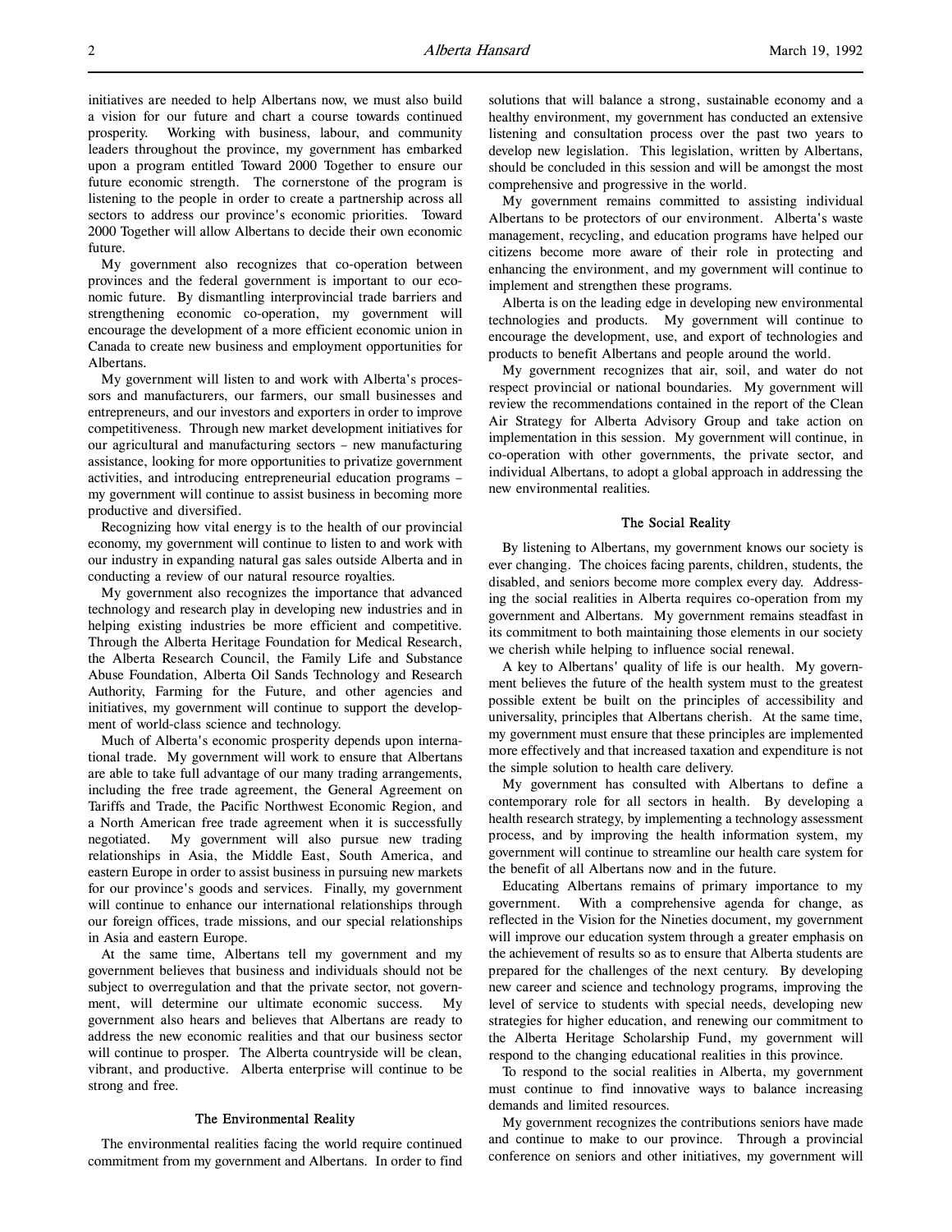initiatives are needed to help Albertans now, we must also build a vision for our future and chart a course towards continued prosperity. Working with business, labour, and community leaders throughout the province, my government has embarked upon a program entitled Toward 2000 Together to ensure our future economic strength. The cornerstone of the program is listening to the people in order to create a partnership across all sectors to address our province's economic priorities. Toward 2000 Together will allow Albertans to decide their own economic future.

My government also recognizes that co-operation between provinces and the federal government is important to our economic future. By dismantling interprovincial trade barriers and strengthening economic co-operation, my government will encourage the development of a more efficient economic union in Canada to create new business and employment opportunities for Albertans.

My government will listen to and work with Alberta's processors and manufacturers, our farmers, our small businesses and entrepreneurs, and our investors and exporters in order to improve competitiveness. Through new market development initiatives for our agricultural and manufacturing sectors – new manufacturing assistance, looking for more opportunities to privatize government activities, and introducing entrepreneurial education programs – my government will continue to assist business in becoming more productive and diversified.

Recognizing how vital energy is to the health of our provincial economy, my government will continue to listen to and work with our industry in expanding natural gas sales outside Alberta and in conducting a review of our natural resource royalties.

My government also recognizes the importance that advanced technology and research play in developing new industries and in helping existing industries be more efficient and competitive. Through the Alberta Heritage Foundation for Medical Research, the Alberta Research Council, the Family Life and Substance Abuse Foundation, Alberta Oil Sands Technology and Research Authority, Farming for the Future, and other agencies and initiatives, my government will continue to support the development of world-class science and technology.

Much of Alberta's economic prosperity depends upon international trade. My government will work to ensure that Albertans are able to take full advantage of our many trading arrangements, including the free trade agreement, the General Agreement on Tariffs and Trade, the Pacific Northwest Economic Region, and a North American free trade agreement when it is successfully negotiated. My government will also pursue new trading relationships in Asia, the Middle East, South America, and eastern Europe in order to assist business in pursuing new markets for our province's goods and services. Finally, my government will continue to enhance our international relationships through our foreign offices, trade missions, and our special relationships in Asia and eastern Europe.

At the same time, Albertans tell my government and my government believes that business and individuals should not be subject to overregulation and that the private sector, not government, will determine our ultimate economic success. My government also hears and believes that Albertans are ready to address the new economic realities and that our business sector will continue to prosper. The Alberta countryside will be clean, vibrant, and productive. Alberta enterprise will continue to be strong and free.

### The Environmental Reality

The environmental realities facing the world require continued commitment from my government and Albertans. In order to find solutions that will balance a strong, sustainable economy and a healthy environment, my government has conducted an extensive listening and consultation process over the past two years to develop new legislation. This legislation, written by Albertans, should be concluded in this session and will be amongst the most comprehensive and progressive in the world.

My government remains committed to assisting individual Albertans to be protectors of our environment. Alberta's waste management, recycling, and education programs have helped our citizens become more aware of their role in protecting and enhancing the environment, and my government will continue to implement and strengthen these programs.

Alberta is on the leading edge in developing new environmental technologies and products. My government will continue to encourage the development, use, and export of technologies and products to benefit Albertans and people around the world.

My government recognizes that air, soil, and water do not respect provincial or national boundaries. My government will review the recommendations contained in the report of the Clean Air Strategy for Alberta Advisory Group and take action on implementation in this session. My government will continue, in co-operation with other governments, the private sector, and individual Albertans, to adopt a global approach in addressing the new environmental realities.

### The Social Reality

By listening to Albertans, my government knows our society is ever changing. The choices facing parents, children, students, the disabled, and seniors become more complex every day. Addressing the social realities in Alberta requires co-operation from my government and Albertans. My government remains steadfast in its commitment to both maintaining those elements in our society we cherish while helping to influence social renewal.

A key to Albertans' quality of life is our health. My government believes the future of the health system must to the greatest possible extent be built on the principles of accessibility and universality, principles that Albertans cherish. At the same time, my government must ensure that these principles are implemented more effectively and that increased taxation and expenditure is not the simple solution to health care delivery.

My government has consulted with Albertans to define a contemporary role for all sectors in health. By developing a health research strategy, by implementing a technology assessment process, and by improving the health information system, my government will continue to streamline our health care system for the benefit of all Albertans now and in the future.

Educating Albertans remains of primary importance to my government. With a comprehensive agenda for change, as reflected in the Vision for the Nineties document, my government will improve our education system through a greater emphasis on the achievement of results so as to ensure that Alberta students are prepared for the challenges of the next century. By developing new career and science and technology programs, improving the level of service to students with special needs, developing new strategies for higher education, and renewing our commitment to the Alberta Heritage Scholarship Fund, my government will respond to the changing educational realities in this province.

To respond to the social realities in Alberta, my government must continue to find innovative ways to balance increasing demands and limited resources.

My government recognizes the contributions seniors have made and continue to make to our province. Through a provincial conference on seniors and other initiatives, my government will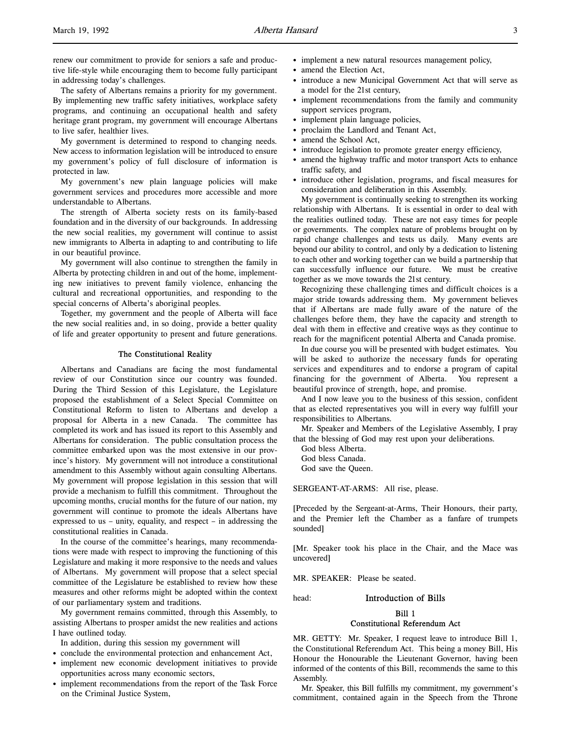renew our commitment to provide for seniors a safe and productive life-style while encouraging them to become fully participant in addressing today's challenges.

The safety of Albertans remains a priority for my government. By implementing new traffic safety initiatives, workplace safety programs, and continuing an occupational health and safety heritage grant program, my government will encourage Albertans to live safer, healthier lives.

My government is determined to respond to changing needs. New access to information legislation will be introduced to ensure my government's policy of full disclosure of information is protected in law.

My government's new plain language policies will make government services and procedures more accessible and more understandable to Albertans.

The strength of Alberta society rests on its family-based foundation and in the diversity of our backgrounds. In addressing the new social realities, my government will continue to assist new immigrants to Alberta in adapting to and contributing to life in our beautiful province.

My government will also continue to strengthen the family in Alberta by protecting children in and out of the home, implementing new initiatives to prevent family violence, enhancing the cultural and recreational opportunities, and responding to the special concerns of Alberta's aboriginal peoples.

Together, my government and the people of Alberta will face the new social realities and, in so doing, provide a better quality of life and greater opportunity to present and future generations.

### The Constitutional Reality

Albertans and Canadians are facing the most fundamental review of our Constitution since our country was founded. During the Third Session of this Legislature, the Legislature proposed the establishment of a Select Special Committee on Constitutional Reform to listen to Albertans and develop a proposal for Alberta in a new Canada. The committee has completed its work and has issued its report to this Assembly and Albertans for consideration. The public consultation process the committee embarked upon was the most extensive in our province's history. My government will not introduce a constitutional amendment to this Assembly without again consulting Albertans. My government will propose legislation in this session that will provide a mechanism to fulfill this commitment. Throughout the upcoming months, crucial months for the future of our nation, my government will continue to promote the ideals Albertans have expressed to us – unity, equality, and respect – in addressing the constitutional realities in Canada.

In the course of the committee's hearings, many recommendations were made with respect to improving the functioning of this Legislature and making it more responsive to the needs and values of Albertans. My government will propose that a select special committee of the Legislature be established to review how these measures and other reforms might be adopted within the context of our parliamentary system and traditions.

My government remains committed, through this Assembly, to assisting Albertans to prosper amidst the new realities and actions I have outlined today.

In addition, during this session my government will

- conclude the environmental protection and enhancement Act,
- implement new economic development initiatives to provide opportunities across many economic sectors,
- implement recommendations from the report of the Task Force on the Criminal Justice System,
- implement a new natural resources management policy,
- amend the Election Act,
- introduce a new Municipal Government Act that will serve as a model for the 21st century,
- implement recommendations from the family and community support services program,
- implement plain language policies,
- proclaim the Landlord and Tenant Act,
- amend the School Act,
- introduce legislation to promote greater energy efficiency,
- amend the highway traffic and motor transport Acts to enhance traffic safety, and
- introduce other legislation, programs, and fiscal measures for consideration and deliberation in this Assembly.

My government is continually seeking to strengthen its working relationship with Albertans. It is essential in order to deal with the realities outlined today. These are not easy times for people or governments. The complex nature of problems brought on by rapid change challenges and tests us daily. Many events are beyond our ability to control, and only by a dedication to listening to each other and working together can we build a partnership that can successfully influence our future. We must be creative together as we move towards the 21st century.

Recognizing these challenging times and difficult choices is a major stride towards addressing them. My government believes that if Albertans are made fully aware of the nature of the challenges before them, they have the capacity and strength to deal with them in effective and creative ways as they continue to reach for the magnificent potential Alberta and Canada promise.

In due course you will be presented with budget estimates. You will be asked to authorize the necessary funds for operating services and expenditures and to endorse a program of capital financing for the government of Alberta. You represent a beautiful province of strength, hope, and promise.

And I now leave you to the business of this session, confident that as elected representatives you will in every way fulfill your responsibilities to Albertans.

Mr. Speaker and Members of the Legislative Assembly, I pray that the blessing of God may rest upon your deliberations.

God bless Alberta.
God bless Canada.
God save the Queen.

SERGEANT-AT-ARMS: All rise, please.

[Preceded by the Sergeant-at-Arms, Their Honours, their party, and the Premier left the Chamber as a fanfare of trumpets sounded]

[Mr. Speaker took his place in the Chair, and the Mace was uncovered]

MR. SPEAKER: Please be seated.

head: **Introduction of Bills**

**Bill 1**
**Constitutional Referendum Act**

MR. GETTY: Mr. Speaker, I request leave to introduce Bill 1, the Constitutional Referendum Act. This being a money Bill, His Honour the Honourable the Lieutenant Governor, having been informed of the contents of this Bill, recommends the same to this Assembly.

Mr. Speaker, this Bill fulfills my commitment, my government's commitment, contained again in the Speech from the Throne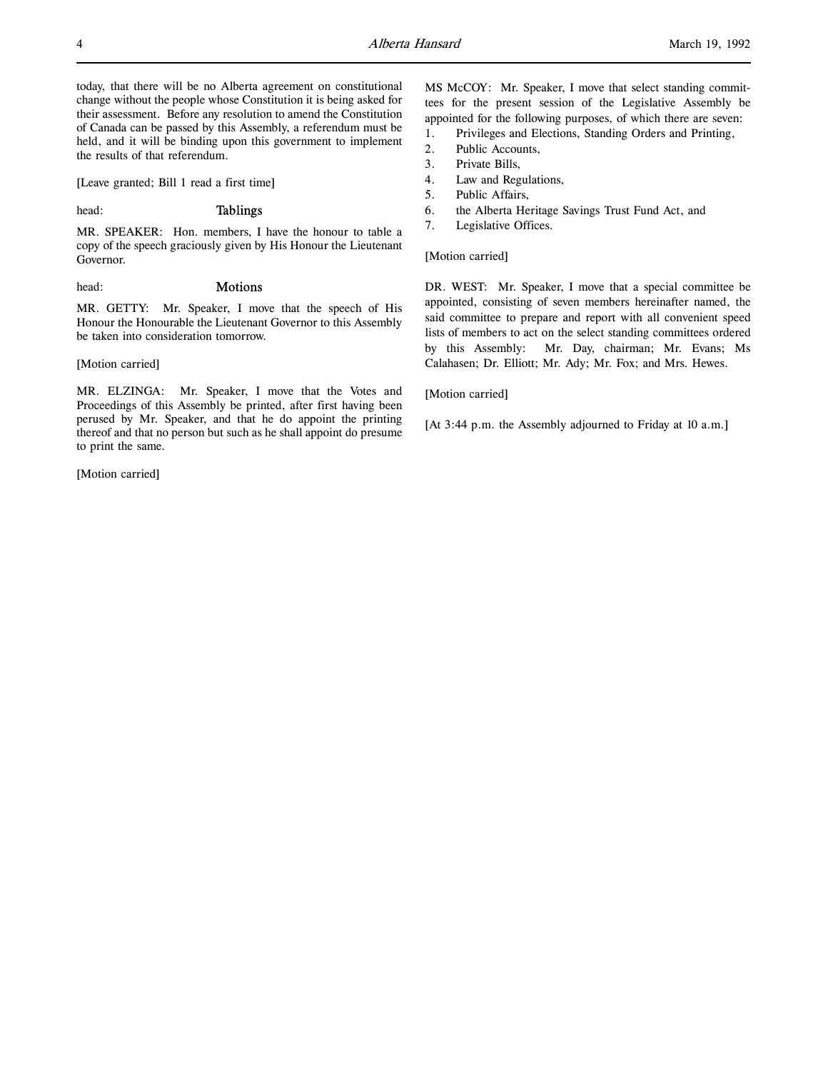today, that there will be no Alberta agreement on constitutional change without the people whose Constitution it is being asked for their assessment. Before any resolution to amend the Constitution of Canada can be passed by this Assembly, a referendum must be held, and it will be binding upon this government to implement the results of that referendum.

[Leave granted; Bill 1 read a first time]

head: **Tablings**

MR. SPEAKER: Hon. members, I have the honour to table a copy of the speech graciously given by His Honour the Lieutenant Governor.

head: **Motions**

MR. GETTY: Mr. Speaker, I move that the speech of His Honour the Honourable the Lieutenant Governor to this Assembly be taken into consideration tomorrow.

[Motion carried]

MR. ELZINGA: Mr. Speaker, I move that the Votes and Proceedings of this Assembly be printed, after first having been perused by Mr. Speaker, and that he do appoint the printing thereof and that no person but such as he shall appoint do presume to print the same.

[Motion carried]

MS McCOY: Mr. Speaker, I move that select standing committees for the present session of the Legislative Assembly be appointed for the following purposes, of which there are seven:

1. Privileges and Elections, Standing Orders and Printing,
2. Public Accounts,
3. Private Bills,
4. Law and Regulations,
5. Public Affairs,
6. the Alberta Heritage Savings Trust Fund Act, and
7. Legislative Offices.

[Motion carried]

DR. WEST: Mr. Speaker, I move that a special committee be appointed, consisting of seven members hereinafter named, the said committee to prepare and report with all convenient speed lists of members to act on the select standing committees ordered by this Assembly: Mr. Day, chairman; Mr. Evans; Ms Calahasen; Dr. Elliott; Mr. Ady; Mr. Fox; and Mrs. Hewes.

[Motion carried]

[At 3:44 p.m. the Assembly adjourned to Friday at 10 a.m.]